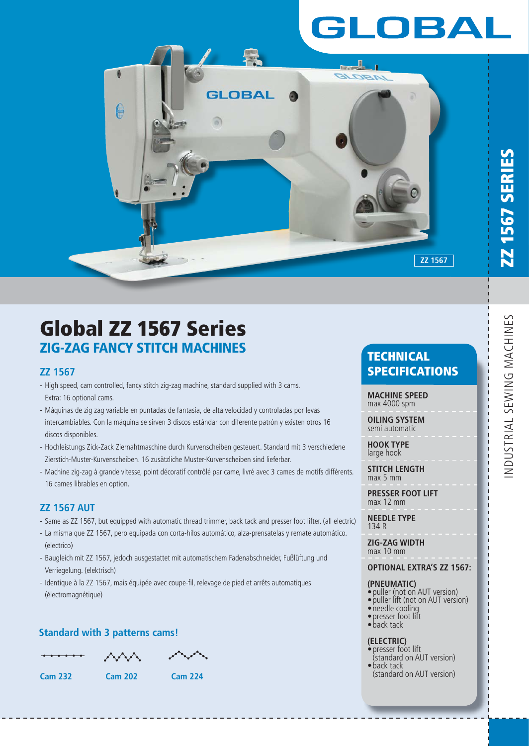# Global ZZ 1567 Series

## ZIG-ZAG FANCY STITCH MACHINES

### ZZ 1567

- High speed, cam controlled, fancy stitch zig-zag machine, standard supplied with 3 cams. Extra: 16 optional cams.
- Máquinas de zig zag variable en puntadas de fantasía, de alta velocidad y controladas por levas intercambiables. Con la máquina se sirven 3 discos estándar con diferente patrón y existen otros 16 discos disponibles.
- Hochleistungs Zick-Zack Ziernahtmaschine durch Kurvenscheiben gesteuert. Standard mit 3 verschiedene Zierstich-Muster-Kurvenscheiben. 16 zusätzliche Muster-Kurvenscheiben sind lieferbar.
- Machine zig-zag à grande vitesse, point décoratif contrôlé par came, livré avec 3 cames de motifs différents. 16 cames librables en option.

### ZZ 1567 AUT

- Same as ZZ 1567, but equipped with automatic thread trimmer, back tack and presser foot lifter. (all electric)
- La misma que ZZ 1567, pero equipada con corta-hilos automático, alza-prensatelas y remate automático. (electrico)
- Baugleich mit ZZ 1567, jedoch ausgestattet mit automatischem Fadenabschneider, Fußlüftung und Verriegelung. (elektrisch)
- Identique à la ZZ 1567, mais équipée avec coupe-fil, relevage de pied et arrêts automatiques (électromagnétique)

### Standard with 3 patterns cams!

Cam 232 | Cam 202 | Cam 224

## TECHNICAL SPECIFICATIONS

**MACHINE SPEED**
max 4000 spm

**OILING SYSTEM**
semi automatic

**HOOK TYPE**
large hook

**STITCH LENGTH**
max 5 mm

**PRESSER FOOT LIFT**
max 12 mm

**NEEDLE TYPE**
134 R

**ZIG-ZAG WIDTH**
max 10 mm

**OPTIONAL EXTRA'S ZZ 1567:**

**(PNEUMATIC)**
- puller (not on AUT version)
- puller lift (not on AUT version)
- needle cooling
- presser foot lift
- back tack

**(ELECTRIC)**
- presser foot lift (standard on AUT version)
- back tack (standard on AUT version)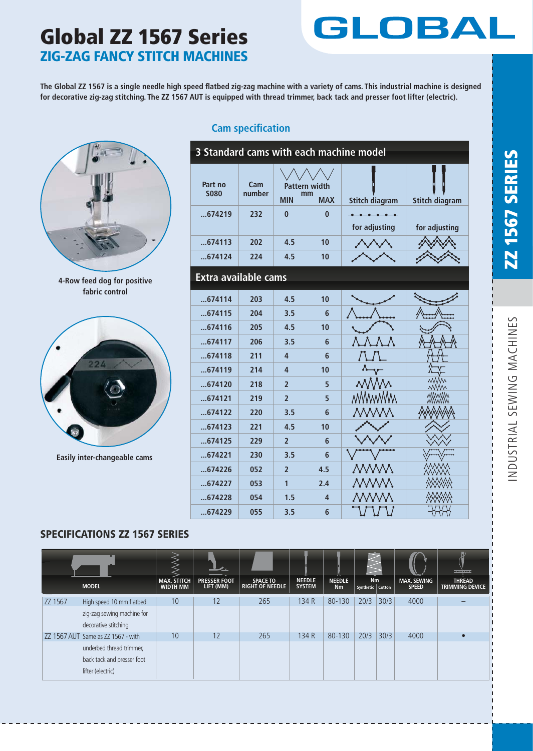# Global ZZ 1567 Series

## ZIG-ZAG FANCY STITCH MACHINES

GLOBAL

**The Global ZZ 1567 is a single needle high speed flatbed zig-zag machine with a variety of cams. This industrial machine is designed for decorative zig-zag stitching. The ZZ 1567 AUT is equipped with thread trimmer, back tack and presser foot lifter (electric).**

4-Row feed dog for positive fabric control

Easily inter-changeable cams

### Cam specification

**3 Standard cams with each machine model**

| Part no S080 | Cam number | Pattern width mm MIN | Pattern width mm MAX | Stitch diagram | Stitch diagram |
|---|---|---|---|---|---|
| ...674219 | 232 | 0 | 0 | for adjusting | for adjusting |
| ...674113 | 202 | 4.5 | 10 | | |
| ...674124 | 224 | 4.5 | 10 | | |

**Extra available cams**

| Part no S080 | Cam number | Pattern width mm MIN | Pattern width mm MAX | Stitch diagram | Stitch diagram |
|---|---|---|---|---|---|
| ...674114 | 203 | 4.5 | 10 | | |
| ...674115 | 204 | 3.5 | 6 | | |
| ...674116 | 205 | 4.5 | 10 | | |
| ...674117 | 206 | 3.5 | 6 | | |
| ...674118 | 211 | 4 | 6 | | |
| ...674119 | 214 | 4 | 10 | | |
| ...674120 | 218 | 2 | 5 | | |
| ...674121 | 219 | 2 | 5 | | |
| ...674122 | 220 | 3.5 | 6 | | |
| ...674123 | 221 | 4.5 | 10 | | |
| ...674125 | 229 | 2 | 6 | | |
| ...674221 | 230 | 3.5 | 6 | | |
| ...674226 | 052 | 2 | 4.5 | | |
| ...674227 | 053 | 1 | 2.4 | | |
| ...674228 | 054 | 1.5 | 4 | | |
| ...674229 | 055 | 3.5 | 6 | | |

### SPECIFICATIONS ZZ 1567 SERIES

| MODEL | | MAX. STITCH WIDTH MM | PRESSER FOOT LIFT (MM) | SPACE TO RIGHT OF NEEDLE | NEEDLE SYSTEM | NEEDLE Nm | Nm Synthetic | Nm Cotton | MAX. SEWING SPEED | THREAD TRIMMING DEVICE |
|---|---|---|---|---|---|---|---|---|---|---|
| ZZ 1567 | High speed 10 mm flatbed zig-zag sewing machine for decorative stitching | 10 | 12 | 265 | 134 R | 80-130 | 20/3 | 30/3 | 4000 | – |
| ZZ 1567 AUT | Same as ZZ 1567 - with underbed thread trimmer, back tack and presser foot lifter (electric) | 10 | 12 | 265 | 134 R | 80-130 | 20/3 | 30/3 | 4000 | • |

ZZ 1567 SERIES

INDUSTRIAL SEWING MACHINES